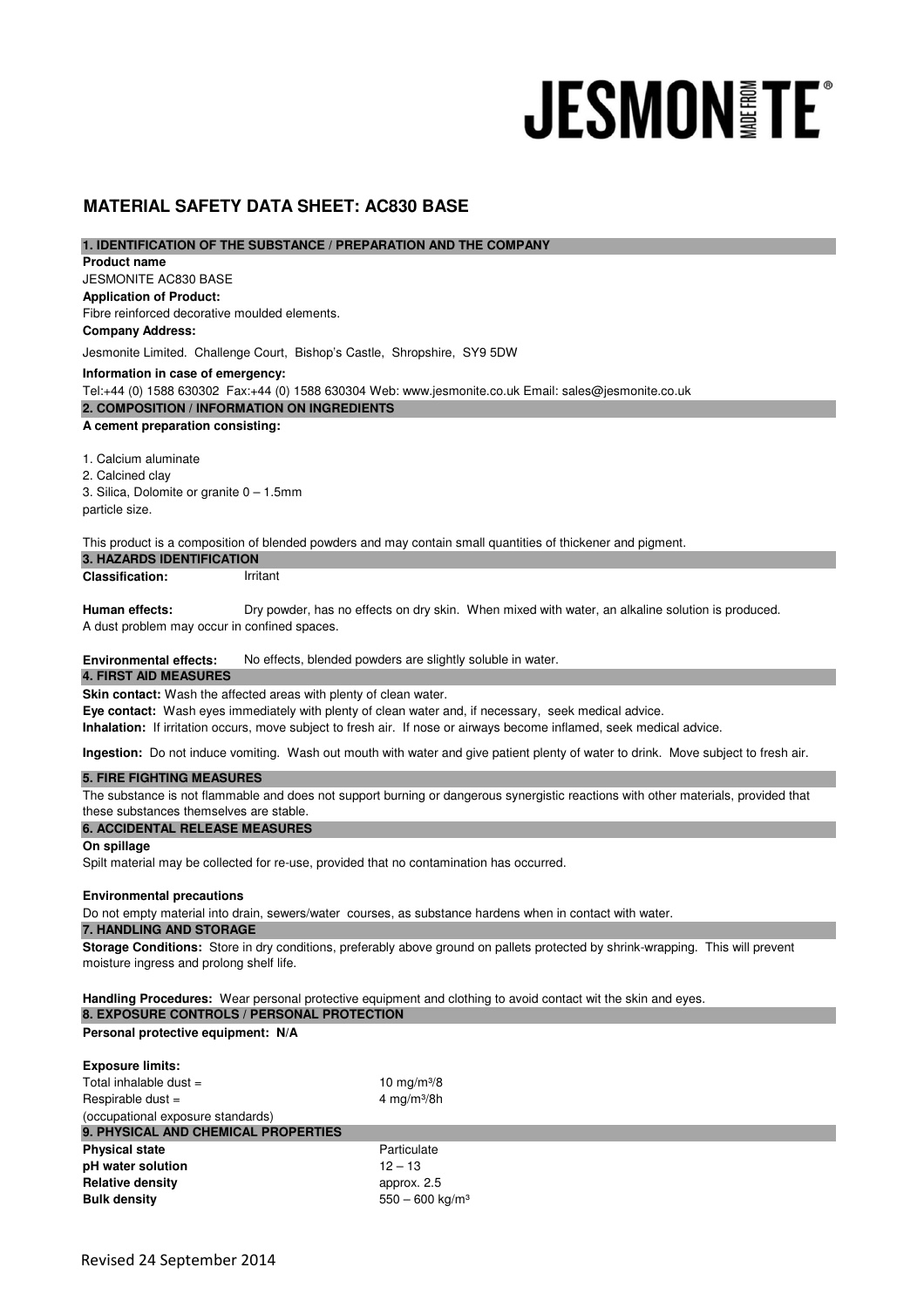# JESMONITE

## MATERIAL SAFETY DATA SHEET: AC830 BASE

### 1. IDENTIFICATION OF THE SUBSTANCE / PREPARATION AND THE COMPANY

**Product name**

JESMONITE AC830 BASE

**Application of Product:**

Fibre reinforced decorative moulded elements.

**Company Address:**

Jesmonite Limited. Challenge Court, Bishop's Castle, Shropshire, SY9 5DW

**Information in case of emergency:**

Tel:+44 (0) 1588 630302 Fax:+44 (0) 1588 630304 Web: www.jesmonite.co.uk Email: sales@jesmonite.co.uk

### 2. COMPOSITION / INFORMATION ON INGREDIENTS

**A cement preparation consisting:**

1. Calcium aluminate
2. Calcined clay
3. Silica, Dolomite or granite 0 – 1.5mm particle size.

This product is a composition of blended powders and may contain small quantities of thickener and pigment.

### 3. HAZARDS IDENTIFICATION

**Classification:** Irritant

**Human effects:** Dry powder, has no effects on dry skin. When mixed with water, an alkaline solution is produced. A dust problem may occur in confined spaces.

**Environmental effects:** No effects, blended powders are slightly soluble in water.

### 4. FIRST AID MEASURES

**Skin contact:** Wash the affected areas with plenty of clean water.

**Eye contact:** Wash eyes immediately with plenty of clean water and, if necessary, seek medical advice.

**Inhalation:** If irritation occurs, move subject to fresh air. If nose or airways become inflamed, seek medical advice.

**Ingestion:** Do not induce vomiting. Wash out mouth with water and give patient plenty of water to drink. Move subject to fresh air.

### 5. FIRE FIGHTING MEASURES

The substance is not flammable and does not support burning or dangerous synergistic reactions with other materials, provided that these substances themselves are stable.

### 6. ACCIDENTAL RELEASE MEASURES

**On spillage**

Spilt material may be collected for re-use, provided that no contamination has occurred.

**Environmental precautions**

Do not empty material into drain, sewers/water courses, as substance hardens when in contact with water.

### 7. HANDLING AND STORAGE

**Storage Conditions:** Store in dry conditions, preferably above ground on pallets protected by shrink-wrapping. This will prevent moisture ingress and prolong shelf life.

**Handling Procedures:** Wear personal protective equipment and clothing to avoid contact wit the skin and eyes.

### 8. EXPOSURE CONTROLS / PERSONAL PROTECTION

**Personal protective equipment: N/A**

**Exposure limits:**

| | |
|---|---|
| Total inhalable dust = | 10 mg/m³/8 |
| Respirable dust = | 4 mg/m³/8h |
| (occupational exposure standards) | |

### 9. PHYSICAL AND CHEMICAL PROPERTIES

| | |
|---|---|
| **Physical state** | Particulate |
| **pH water solution** | 12 – 13 |
| **Relative density** | approx. 2.5 |
| **Bulk density** | 550 – 600 kg/m³ |

Revised 24 September 2014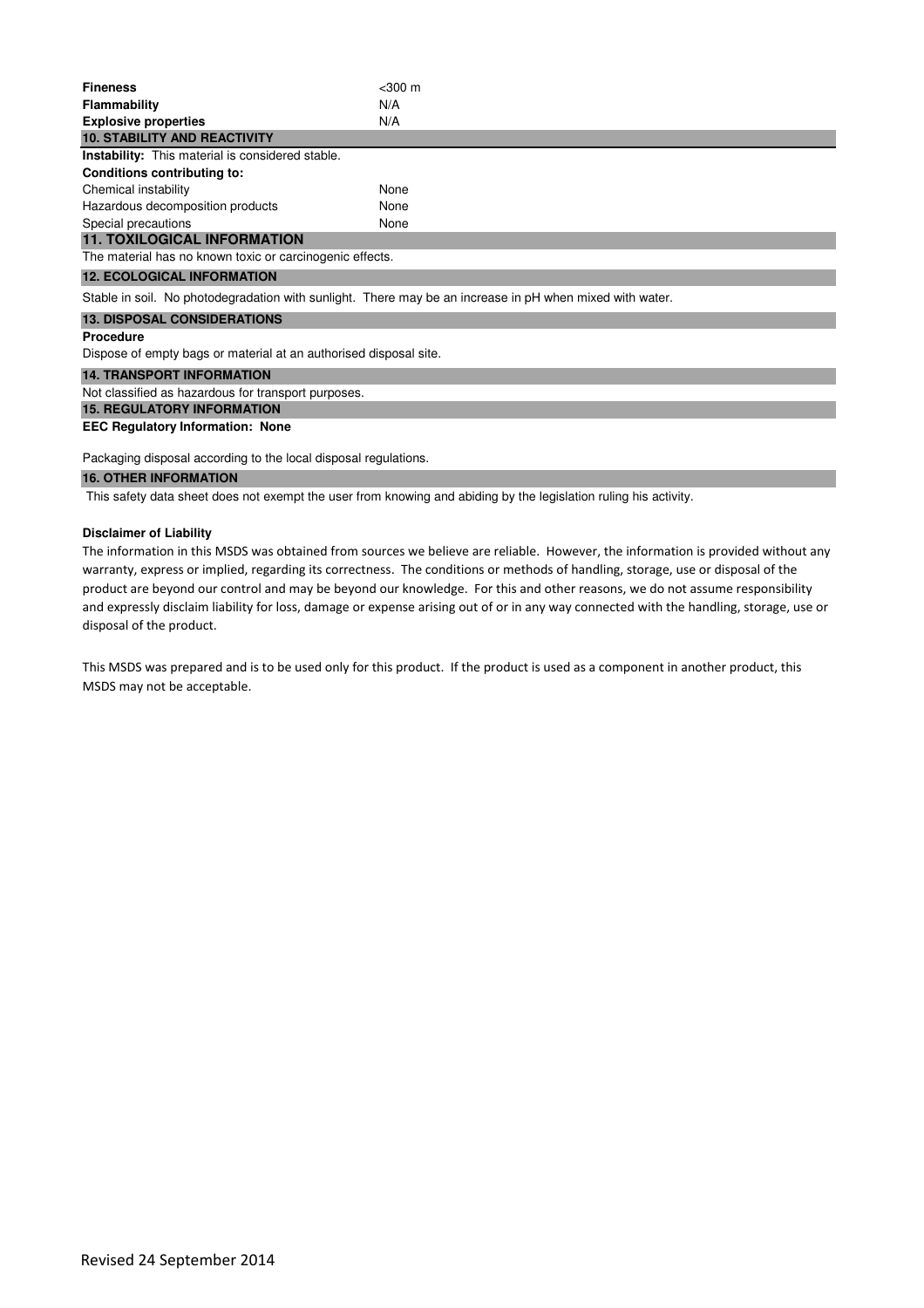| | |
|---|---|
| **Fineness** | <300 m |
| **Flammability** | N/A |
| **Explosive properties** | N/A |

## 10. STABILITY AND REACTIVITY

**Instability:** This material is considered stable.

**Conditions contributing to:**

| | |
|---|---|
| Chemical instability | None |
| Hazardous decomposition products | None |
| Special precautions | None |

## 11. TOXILOGICAL INFORMATION

The material has no known toxic or carcinogenic effects.

## 12. ECOLOGICAL INFORMATION

Stable in soil. No photodegradation with sunlight. There may be an increase in pH when mixed with water.

## 13. DISPOSAL CONSIDERATIONS

**Procedure**

Dispose of empty bags or material at an authorised disposal site.

## 14. TRANSPORT INFORMATION

Not classified as hazardous for transport purposes.

## 15. REGULATORY INFORMATION

**EEC Regulatory Information: None**

Packaging disposal according to the local disposal regulations.

## 16. OTHER INFORMATION

This safety data sheet does not exempt the user from knowing and abiding by the legislation ruling his activity.

**Disclaimer of Liability**

The information in this MSDS was obtained from sources we believe are reliable. However, the information is provided without any warranty, express or implied, regarding its correctness. The conditions or methods of handling, storage, use or disposal of the product are beyond our control and may be beyond our knowledge. For this and other reasons, we do not assume responsibility and expressly disclaim liability for loss, damage or expense arising out of or in any way connected with the handling, storage, use or disposal of the product.

This MSDS was prepared and is to be used only for this product. If the product is used as a component in another product, this MSDS may not be acceptable.

Revised 24 September 2014